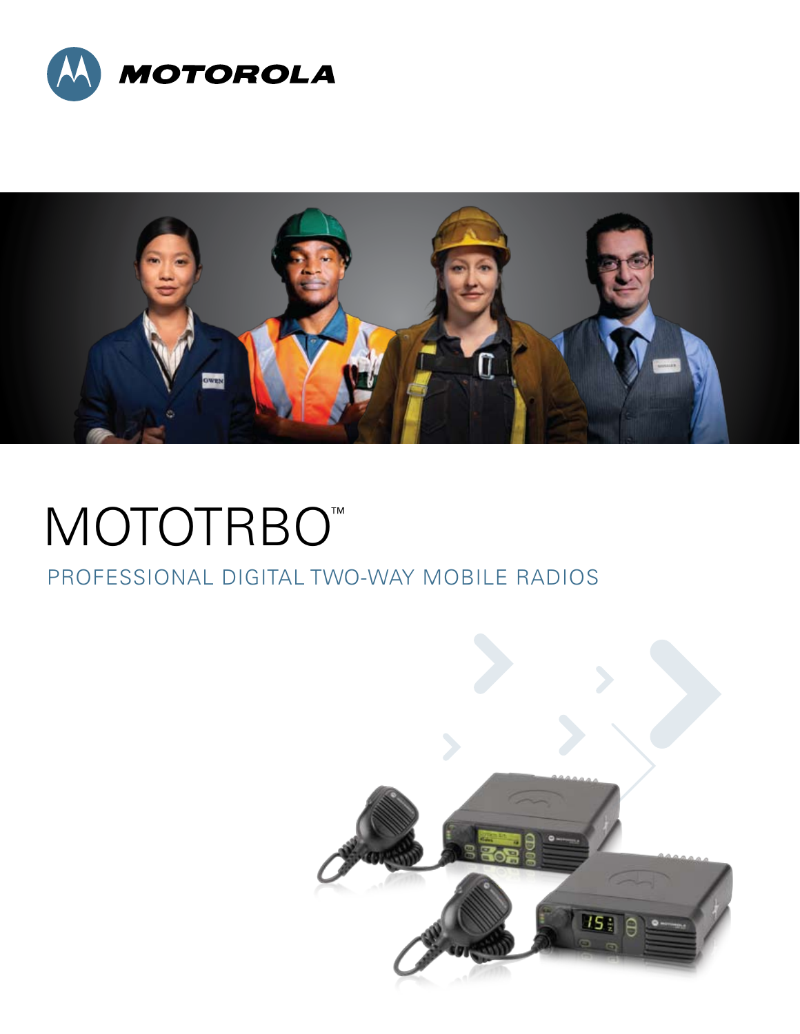MOTOROLA

# MOTOTRBO™

## PROFESSIONAL DIGITAL TWO-WAY MOBILE RADIOS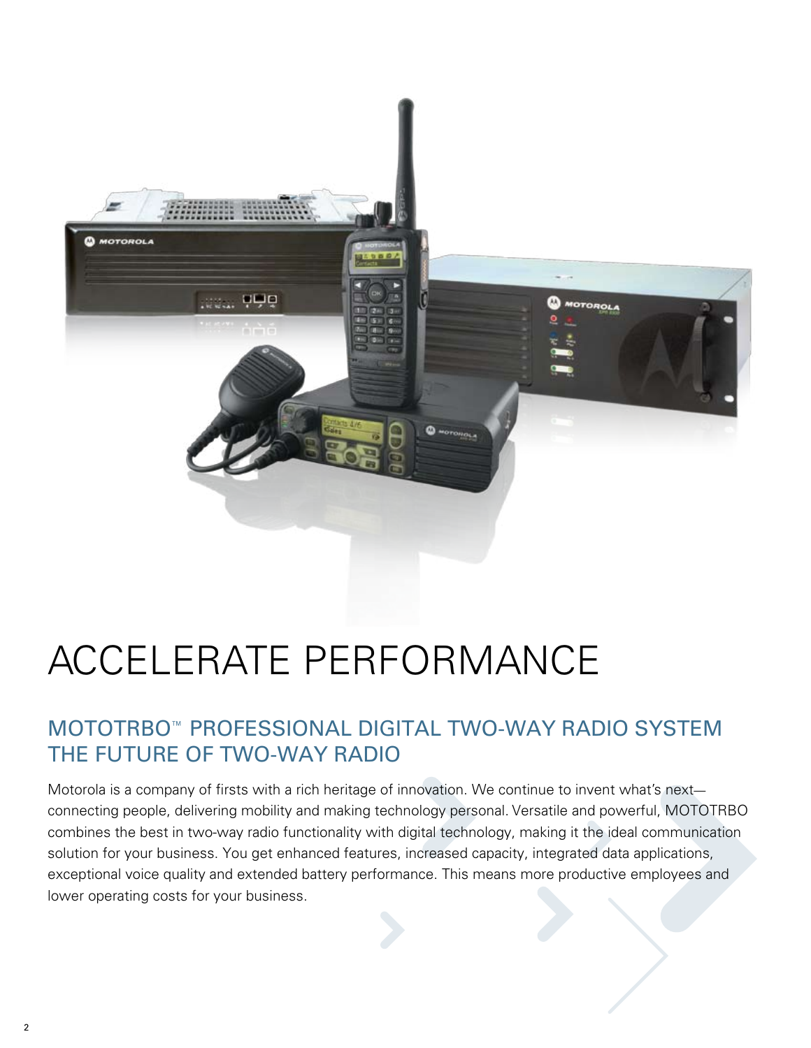# ACCELERATE PERFORMANCE

## MOTOTRBO™ PROFESSIONAL DIGITAL TWO-WAY RADIO SYSTEM THE FUTURE OF TWO-WAY RADIO

Motorola is a company of firsts with a rich heritage of innovation. We continue to invent what's next—connecting people, delivering mobility and making technology personal. Versatile and powerful, MOTOTRBO combines the best in two-way radio functionality with digital technology, making it the ideal communication solution for your business. You get enhanced features, increased capacity, integrated data applications, exceptional voice quality and extended battery performance. This means more productive employees and lower operating costs for your business.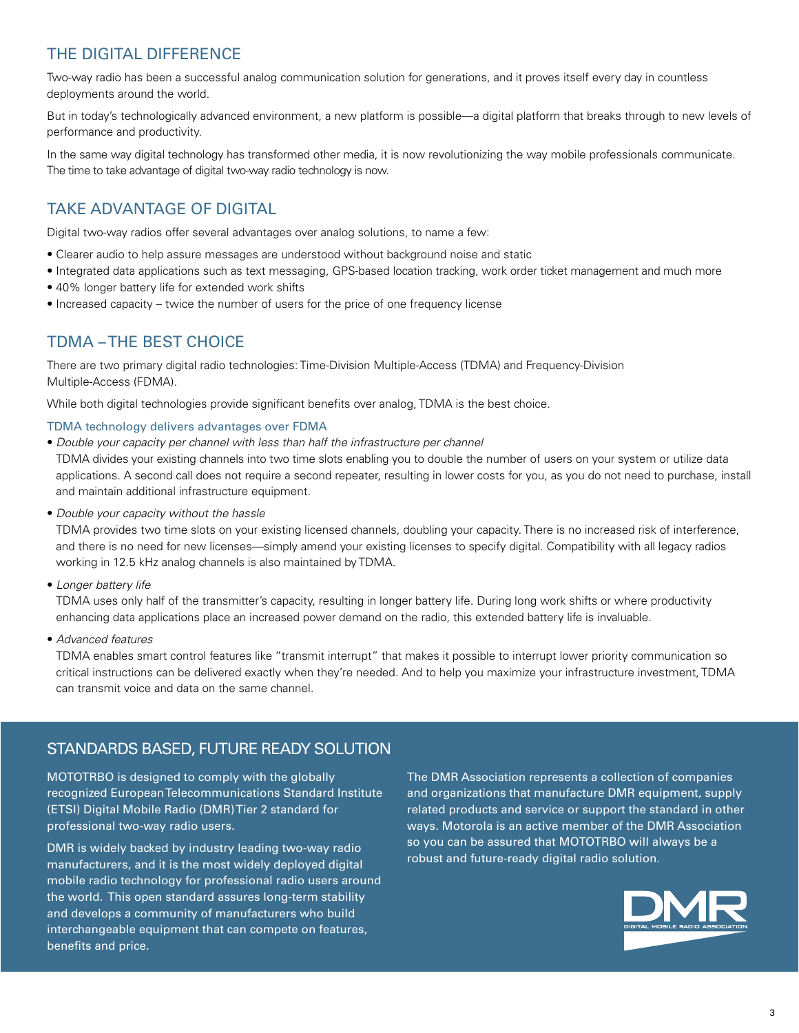## THE DIGITAL DIFFERENCE

Two-way radio has been a successful analog communication solution for generations, and it proves itself every day in countless deployments around the world.

But in today's technologically advanced environment, a new platform is possible—a digital platform that breaks through to new levels of performance and productivity.

In the same way digital technology has transformed other media, it is now revolutionizing the way mobile professionals communicate. The time to take advantage of digital two-way radio technology is now.

## TAKE ADVANTAGE OF DIGITAL

Digital two-way radios offer several advantages over analog solutions, to name a few:

- Clearer audio to help assure messages are understood without background noise and static
- Integrated data applications such as text messaging, GPS-based location tracking, work order ticket management and much more
- 40% longer battery life for extended work shifts
- Increased capacity – twice the number of users for the price of one frequency license

## TDMA – THE BEST CHOICE

There are two primary digital radio technologies: Time-Division Multiple-Access (TDMA) and Frequency-Division Multiple-Access (FDMA).

While both digital technologies provide significant benefits over analog, TDMA is the best choice.

### TDMA technology delivers advantages over FDMA

- *Double your capacity per channel with less than half the infrastructure per channel*
  TDMA divides your existing channels into two time slots enabling you to double the number of users on your system or utilize data applications. A second call does not require a second repeater, resulting in lower costs for you, as you do not need to purchase, install and maintain additional infrastructure equipment.
- *Double your capacity without the hassle*
  TDMA provides two time slots on your existing licensed channels, doubling your capacity. There is no increased risk of interference, and there is no need for new licenses—simply amend your existing licenses to specify digital. Compatibility with all legacy radios working in 12.5 kHz analog channels is also maintained by TDMA.
- *Longer battery life*
  TDMA uses only half of the transmitter's capacity, resulting in longer battery life. During long work shifts or where productivity enhancing data applications place an increased power demand on the radio, this extended battery life is invaluable.
- *Advanced features*
  TDMA enables smart control features like "transmit interrupt" that makes it possible to interrupt lower priority communication so critical instructions can be delivered exactly when they're needed. And to help you maximize your infrastructure investment, TDMA can transmit voice and data on the same channel.

## STANDARDS BASED, FUTURE READY SOLUTION

MOTOTRBO is designed to comply with the globally recognized European Telecommunications Standard Institute (ETSI) Digital Mobile Radio (DMR) Tier 2 standard for professional two-way radio users.

DMR is widely backed by industry leading two-way radio manufacturers, and it is the most widely deployed digital mobile radio technology for professional radio users around the world. This open standard assures long-term stability and develops a community of manufacturers who build interchangeable equipment that can compete on features, benefits and price.

The DMR Association represents a collection of companies and organizations that manufacture DMR equipment, supply related products and service or support the standard in other ways. Motorola is an active member of the DMR Association so you can be assured that MOTOTRBO will always be a robust and future-ready digital radio solution.

DMR
DIGITAL MOBILE RADIO ASSOCIATION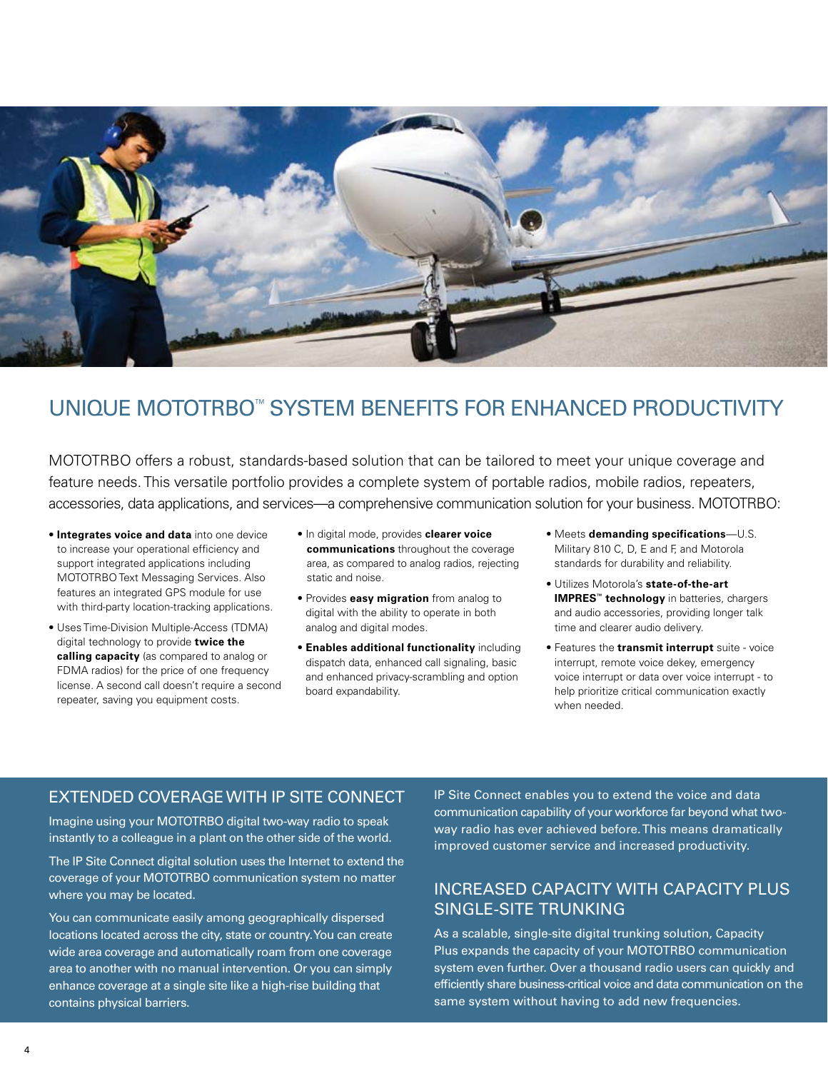# UNIQUE MOTOTRBO™ SYSTEM BENEFITS FOR ENHANCED PRODUCTIVITY

MOTOTRBO offers a robust, standards-based solution that can be tailored to meet your unique coverage and feature needs. This versatile portfolio provides a complete system of portable radios, mobile radios, repeaters, accessories, data applications, and services—a comprehensive communication solution for your business. MOTOTRBO:

- **Integrates voice and data** into one device to increase your operational efficiency and support integrated applications including MOTOTRBO Text Messaging Services. Also features an integrated GPS module for use with third-party location-tracking applications.
- Uses Time-Division Multiple-Access (TDMA) digital technology to provide **twice the calling capacity** (as compared to analog or FDMA radios) for the price of one frequency license. A second call doesn't require a second repeater, saving you equipment costs.
- In digital mode, provides **clearer voice communications** throughout the coverage area, as compared to analog radios, rejecting static and noise.
- Provides **easy migration** from analog to digital with the ability to operate in both analog and digital modes.
- **Enables additional functionality** including dispatch data, enhanced call signaling, basic and enhanced privacy-scrambling and option board expandability.
- Meets **demanding specifications**—U.S. Military 810 C, D, E and F, and Motorola standards for durability and reliability.
- Utilizes Motorola's **state-of-the-art IMPRES™ technology** in batteries, chargers and audio accessories, providing longer talk time and clearer audio delivery.
- Features the **transmit interrupt** suite - voice interrupt, remote voice dekey, emergency voice interrupt or data over voice interrupt - to help prioritize critical communication exactly when needed.

## EXTENDED COVERAGE WITH IP SITE CONNECT

Imagine using your MOTOTRBO digital two-way radio to speak instantly to a colleague in a plant on the other side of the world.

The IP Site Connect digital solution uses the Internet to extend the coverage of your MOTOTRBO communication system no matter where you may be located.

You can communicate easily among geographically dispersed locations located across the city, state or country. You can create wide area coverage and automatically roam from one coverage area to another with no manual intervention. Or you can simply enhance coverage at a single site like a high-rise building that contains physical barriers.

IP Site Connect enables you to extend the voice and data communication capability of your workforce far beyond what two-way radio has ever achieved before. This means dramatically improved customer service and increased productivity.

## INCREASED CAPACITY WITH CAPACITY PLUS SINGLE-SITE TRUNKING

As a scalable, single-site digital trunking solution, Capacity Plus expands the capacity of your MOTOTRBO communication system even further. Over a thousand radio users can quickly and efficiently share business-critical voice and data communication on the same system without having to add new frequencies.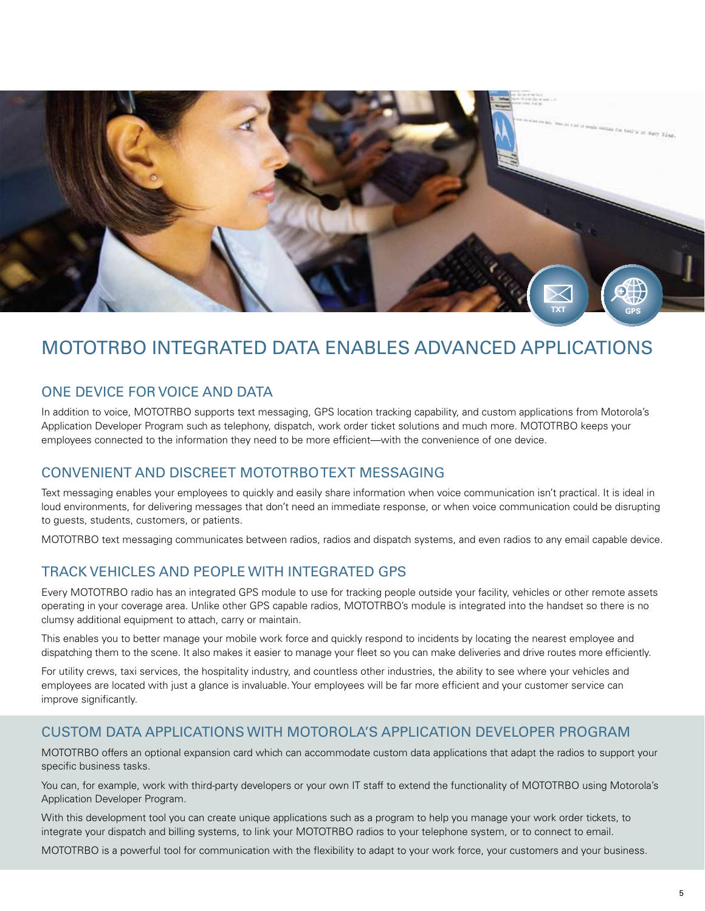# MOTOTRBO INTEGRATED DATA ENABLES ADVANCED APPLICATIONS

## ONE DEVICE FOR VOICE AND DATA

In addition to voice, MOTOTRBO supports text messaging, GPS location tracking capability, and custom applications from Motorola's Application Developer Program such as telephony, dispatch, work order ticket solutions and much more. MOTOTRBO keeps your employees connected to the information they need to be more efficient—with the convenience of one device.

## CONVENIENT AND DISCREET MOTOTRBO TEXT MESSAGING

Text messaging enables your employees to quickly and easily share information when voice communication isn't practical. It is ideal in loud environments, for delivering messages that don't need an immediate response, or when voice communication could be disrupting to guests, students, customers, or patients.

MOTOTRBO text messaging communicates between radios, radios and dispatch systems, and even radios to any email capable device.

## TRACK VEHICLES AND PEOPLE WITH INTEGRATED GPS

Every MOTOTRBO radio has an integrated GPS module to use for tracking people outside your facility, vehicles or other remote assets operating in your coverage area. Unlike other GPS capable radios, MOTOTRBO's module is integrated into the handset so there is no clumsy additional equipment to attach, carry or maintain.

This enables you to better manage your mobile work force and quickly respond to incidents by locating the nearest employee and dispatching them to the scene. It also makes it easier to manage your fleet so you can make deliveries and drive routes more efficiently.

For utility crews, taxi services, the hospitality industry, and countless other industries, the ability to see where your vehicles and employees are located with just a glance is invaluable. Your employees will be far more efficient and your customer service can improve significantly.

## CUSTOM DATA APPLICATIONS WITH MOTOROLA'S APPLICATION DEVELOPER PROGRAM

MOTOTRBO offers an optional expansion card which can accommodate custom data applications that adapt the radios to support your specific business tasks.

You can, for example, work with third-party developers or your own IT staff to extend the functionality of MOTOTRBO using Motorola's Application Developer Program.

With this development tool you can create unique applications such as a program to help you manage your work order tickets, to integrate your dispatch and billing systems, to link your MOTOTRBO radios to your telephone system, or to connect to email.

MOTOTRBO is a powerful tool for communication with the flexibility to adapt to your work force, your customers and your business.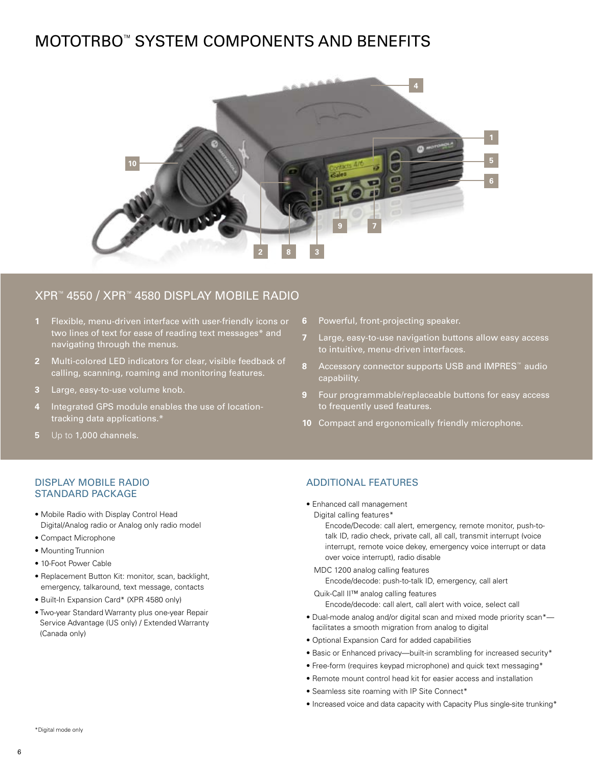# MOTOTRBO™ SYSTEM COMPONENTS AND BENEFITS

## XPR™ 4550 / XPR™ 4580 DISPLAY MOBILE RADIO

1. Flexible, menu-driven interface with user-friendly icons or two lines of text for ease of reading text messages* and navigating through the menus.
2. Multi-colored LED indicators for clear, visible feedback of calling, scanning, roaming and monitoring features.
3. Large, easy-to-use volume knob.
4. Integrated GPS module enables the use of location-tracking data applications.*
5. Up to 1,000 channels.
6. Powerful, front-projecting speaker.
7. Large, easy-to-use navigation buttons allow easy access to intuitive, menu-driven interfaces.
8. Accessory connector supports USB and IMPRES™ audio capability.
9. Four programmable/replaceable buttons for easy access to frequently used features.
10. Compact and ergonomically friendly microphone.

## DISPLAY MOBILE RADIO STANDARD PACKAGE

- Mobile Radio with Display Control Head Digital/Analog radio or Analog only radio model
- Compact Microphone
- Mounting Trunnion
- 10-Foot Power Cable
- Replacement Button Kit: monitor, scan, backlight, emergency, talkaround, text message, contacts
- Built-In Expansion Card* (XPR 4580 only)
- Two-year Standard Warranty plus one-year Repair Service Advantage (US only) / Extended Warranty (Canada only)

## ADDITIONAL FEATURES

- Enhanced call management
  - Digital calling features*
    - Encode/Decode: call alert, emergency, remote monitor, push-to-talk ID, radio check, private call, all call, transmit interrupt (voice interrupt, remote voice dekey, emergency voice interrupt or data over voice interrupt), radio disable
  - MDC 1200 analog calling features
    - Encode/decode: push-to-talk ID, emergency, call alert
  - Quik-Call II™ analog calling features
    - Encode/decode: call alert, call alert with voice, select call
- Dual-mode analog and/or digital scan and mixed mode priority scan*—facilitates a smooth migration from analog to digital
- Optional Expansion Card for added capabilities
- Basic or Enhanced privacy—built-in scrambling for increased security*
- Free-form (requires keypad microphone) and quick text messaging*
- Remote mount control head kit for easier access and installation
- Seamless site roaming with IP Site Connect*
- Increased voice and data capacity with Capacity Plus single-site trunking*

*Digital mode only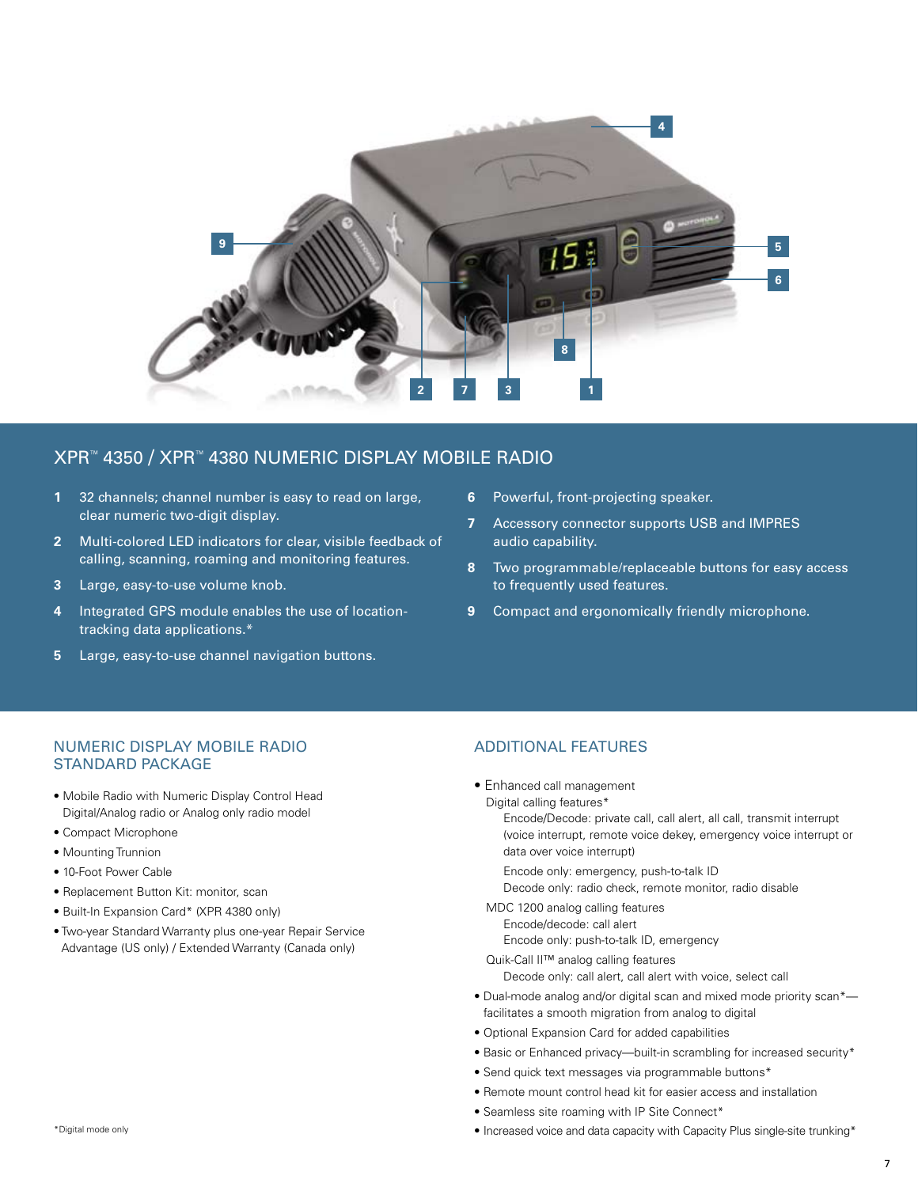## XPR™ 4350 / XPR™ 4380 NUMERIC DISPLAY MOBILE RADIO

1. 32 channels; channel number is easy to read on large, clear numeric two-digit display.
2. Multi-colored LED indicators for clear, visible feedback of calling, scanning, roaming and monitoring features.
3. Large, easy-to-use volume knob.
4. Integrated GPS module enables the use of location-tracking data applications.*
5. Large, easy-to-use channel navigation buttons.
6. Powerful, front-projecting speaker.
7. Accessory connector supports USB and IMPRES audio capability.
8. Two programmable/replaceable buttons for easy access to frequently used features.
9. Compact and ergonomically friendly microphone.

### NUMERIC DISPLAY MOBILE RADIO STANDARD PACKAGE

- Mobile Radio with Numeric Display Control Head Digital/Analog radio or Analog only radio model
- Compact Microphone
- Mounting Trunnion
- 10-Foot Power Cable
- Replacement Button Kit: monitor, scan
- Built-In Expansion Card* (XPR 4380 only)
- Two-year Standard Warranty plus one-year Repair Service Advantage (US only) / Extended Warranty (Canada only)

*Digital mode only

### ADDITIONAL FEATURES

- Enhanced call management
  - Digital calling features*
    - Encode/Decode: private call, call alert, all call, transmit interrupt (voice interrupt, remote voice dekey, emergency voice interrupt or data over voice interrupt)
    - Encode only: emergency, push-to-talk ID
    - Decode only: radio check, remote monitor, radio disable
  - MDC 1200 analog calling features
    - Encode/decode: call alert
    - Encode only: push-to-talk ID, emergency
  - Quik-Call II™ analog calling features
    - Decode only: call alert, call alert with voice, select call
- Dual-mode analog and/or digital scan and mixed mode priority scan*—facilitates a smooth migration from analog to digital
- Optional Expansion Card for added capabilities
- Basic or Enhanced privacy—built-in scrambling for increased security*
- Send quick text messages via programmable buttons*
- Remote mount control head kit for easier access and installation
- Seamless site roaming with IP Site Connect*
- Increased voice and data capacity with Capacity Plus single-site trunking*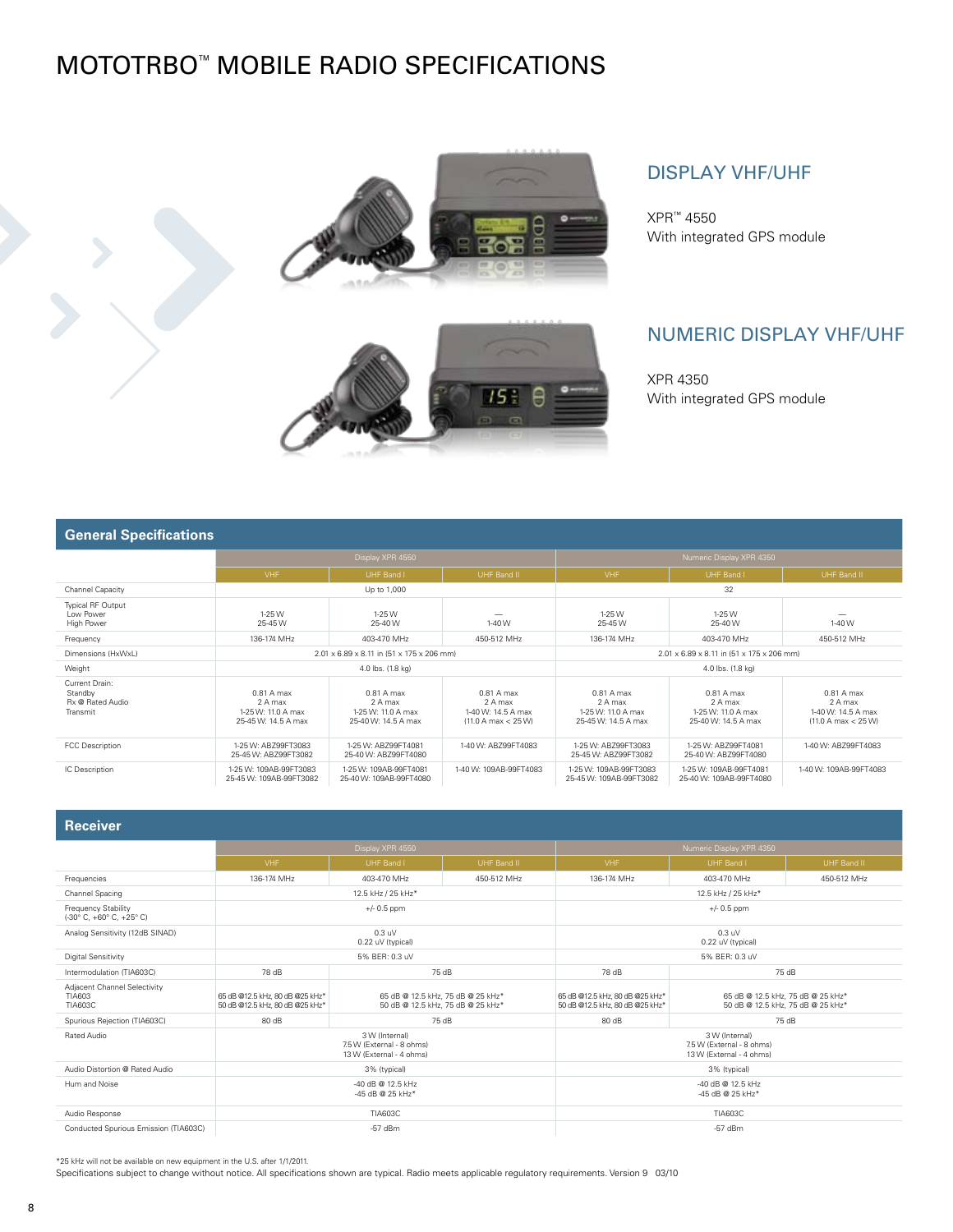# MOTOTRBO™ MOBILE RADIO SPECIFICATIONS

## DISPLAY VHF/UHF

XPR™ 4550
With integrated GPS module

## NUMERIC DISPLAY VHF/UHF

XPR 4350
With integrated GPS module

## General Specifications

| | Display XPR 4550 | | | Numeric Display XPR 4350 | | |
|---|---|---|---|---|---|---|
| | VHF | UHF Band I | UHF Band II | VHF | UHF Band I | UHF Band II |
| Channel Capacity | Up to 1,000 | | | 32 | | |
| Typical RF Output<br>Low Power<br>High Power | 1-25 W<br>25-45 W | 1-25 W<br>25-40 W | —<br>1-40 W | 1-25 W<br>25-45 W | 1-25 W<br>25-40 W | —<br>1-40 W |
| Frequency | 136-174 MHz | 403-470 MHz | 450-512 MHz | 136-174 MHz | 403-470 MHz | 450-512 MHz |
| Dimensions (HxWxL) | 2.01 x 6.89 x 8.11 in (51 x 175 x 206 mm) | | | 2.01 x 6.89 x 8.11 in (51 x 175 x 206 mm) | | |
| Weight | 4.0 lbs. (1.8 kg) | | | 4.0 lbs. (1.8 kg) | | |
| Current Drain:<br>Standby<br>Rx @ Rated Audio<br>Transmit | 0.81 A max<br>2 A max<br>1-25 W: 11.0 A max<br>25-45 W: 14.5 A max | 0.81 A max<br>2 A max<br>1-25 W: 11.0 A max<br>25-40 W: 14.5 A max | 0.81 A max<br>2 A max<br>1-40 W: 14.5 A max<br>(11.0 A max < 25 W) | 0.81 A max<br>2 A max<br>1-25 W: 11.0 A max<br>25-45 W: 14.5 A max | 0.81 A max<br>2 A max<br>1-25 W: 11.0 A max<br>25-40 W: 14.5 A max | 0.81 A max<br>2 A max<br>1-40 W: 14.5 A max<br>(11.0 A max < 25 W) |
| FCC Description | 1-25 W: ABZ99FT3083<br>25-45 W: ABZ99FT3082 | 1-25 W: ABZ99FT4081<br>25-40 W: ABZ99FT4080 | 1-40 W: ABZ99FT4083 | 1-25 W: ABZ99FT3083<br>25-45 W: ABZ99FT3082 | 1-25 W: ABZ99FT4081<br>25-40 W: ABZ99FT4080 | 1-40 W: ABZ99FT4083 |
| IC Description | 1-25 W: 109AB-99FT3083<br>25-45 W: 109AB-99FT3082 | 1-25 W: 109AB-99FT4081<br>25-40 W: 109AB-99FT4080 | 1-40 W: 109AB-99FT4083 | 1-25 W: 109AB-99FT3083<br>25-45 W: 109AB-99FT3082 | 1-25 W: 109AB-99FT4081<br>25-40 W: 109AB-99FT4080 | 1-40 W: 109AB-99FT4083 |

## Receiver

| | Display XPR 4550 | | | Numeric Display XPR 4350 | | |
|---|---|---|---|---|---|---|
| | VHF | UHF Band I | UHF Band II | VHF | UHF Band I | UHF Band II |
| Frequencies | 136-174 MHz | 403-470 MHz | 450-512 MHz | 136-174 MHz | 403-470 MHz | 450-512 MHz |
| Channel Spacing | 12.5 kHz / 25 kHz* | | | 12.5 kHz / 25 kHz* | | |
| Frequency Stability<br>(-30° C, +60° C, +25° C) | +/- 0.5 ppm | | | +/- 0.5 ppm | | |
| Analog Sensitivity (12dB SINAD) | 0.3 uV<br>0.22 uV (typical) | | | 0.3 uV<br>0.22 uV (typical) | | |
| Digital Sensitivity | 5% BER: 0.3 uV | | | 5% BER: 0.3 uV | | |
| Intermodulation (TIA603C) | 78 dB | 75 dB | | 78 dB | 75 dB | |
| Adjacent Channel Selectivity<br>TIA603<br>TIA603C | 65 dB @12.5 kHz, 80 dB @25 kHz*<br>50 dB @12.5 kHz, 80 dB @25 kHz* | 65 dB @ 12.5 kHz, 75 dB @ 25 kHz*<br>50 dB @ 12.5 kHz, 75 dB @ 25 kHz* | | 65 dB @12.5 kHz, 80 dB @25 kHz*<br>50 dB @12.5 kHz, 80 dB @25 kHz* | 65 dB @ 12.5 kHz, 75 dB @ 25 kHz*<br>50 dB @ 12.5 kHz, 75 dB @ 25 kHz* | |
| Spurious Rejection (TIA603C) | 80 dB | 75 dB | | 80 dB | 75 dB | |
| Rated Audio | 3 W (Internal)<br>7.5 W (External - 8 ohms)<br>13 W (External - 4 ohms) | | | 3 W (Internal)<br>7.5 W (External - 8 ohms)<br>13 W (External - 4 ohms) | | |
| Audio Distortion @ Rated Audio | 3% (typical) | | | 3% (typical) | | |
| Hum and Noise | -40 dB @ 12.5 kHz<br>-45 dB @ 25 kHz* | | | -40 dB @ 12.5 kHz<br>-45 dB @ 25 kHz* | | |
| Audio Response | TIA603C | | | TIA603C | | |
| Conducted Spurious Emission (TIA603C) | -57 dBm | | | -57 dBm | | |

*25 kHz will not be available on new equipment in the U.S. after 1/1/2011.

Specifications subject to change without notice. All specifications shown are typical. Radio meets applicable regulatory requirements. Version 9 03/10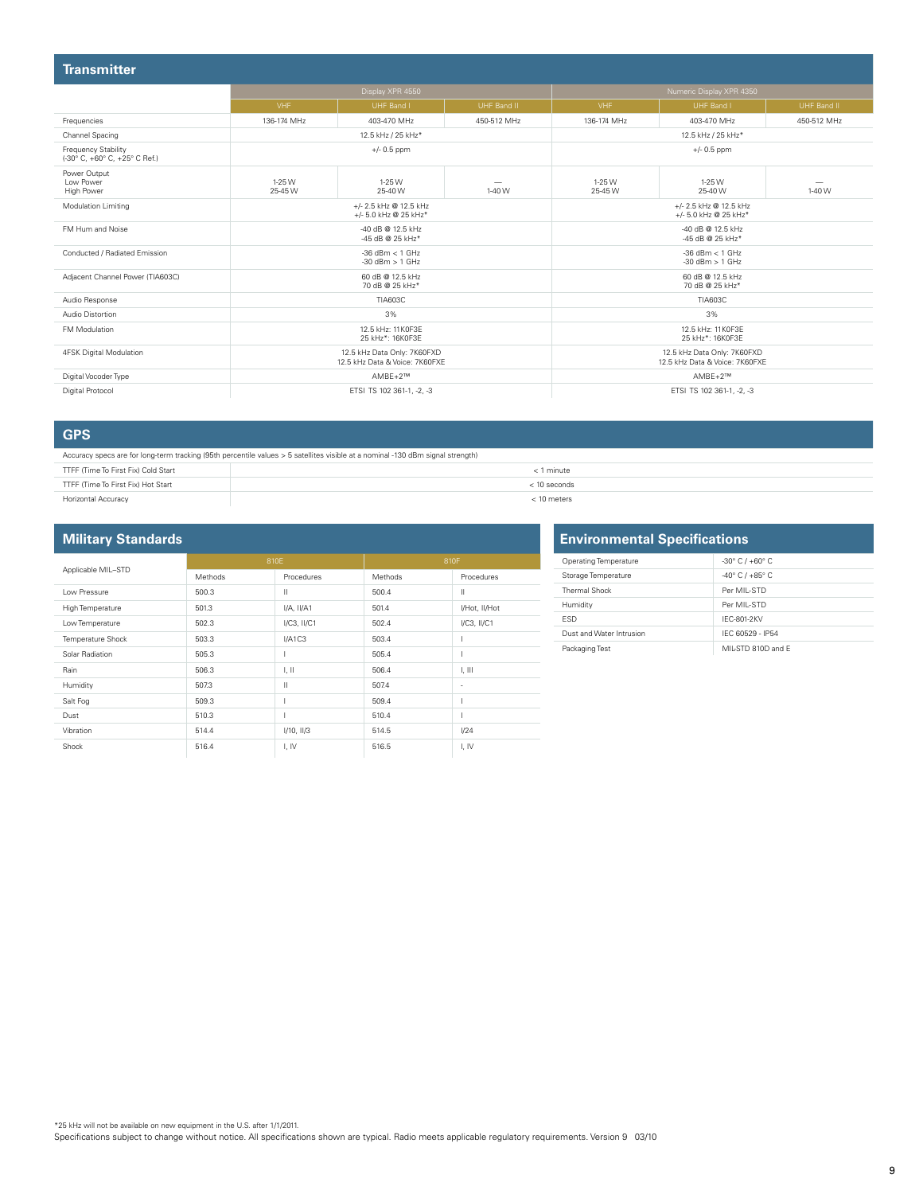## Transmitter

| | Display XPR 4550 | | | Numeric Display XPR 4350 | | |
|---|---|---|---|---|---|---|
| | VHF | UHF Band I | UHF Band II | VHF | UHF Band I | UHF Band II |
| Frequencies | 136-174 MHz | 403-470 MHz | 450-512 MHz | 136-174 MHz | 403-470 MHz | 450-512 MHz |
| Channel Spacing | 12.5 kHz / 25 kHz* | | | 12.5 kHz / 25 kHz* | | |
| Frequency Stability (-30° C, +60° C, +25° C Ref.) | +/- 0.5 ppm | | | +/- 0.5 ppm | | |
| Power Output<br>Low Power<br>High Power | 1-25 W<br>25-45 W | 1-25 W<br>25-40 W | —<br>1-40 W | 1-25 W<br>25-45 W | 1-25 W<br>25-40 W | —<br>1-40 W |
| Modulation Limiting | +/- 2.5 kHz @ 12.5 kHz<br>+/- 5.0 kHz @ 25 kHz* | | | +/- 2.5 kHz @ 12.5 kHz<br>+/- 5.0 kHz @ 25 kHz* | | |
| FM Hum and Noise | -40 dB @ 12.5 kHz<br>-45 dB @ 25 kHz* | | | -40 dB @ 12.5 kHz<br>-45 dB @ 25 kHz* | | |
| Conducted / Radiated Emission | -36 dBm < 1 GHz<br>-30 dBm > 1 GHz | | | -36 dBm < 1 GHz<br>-30 dBm > 1 GHz | | |
| Adjacent Channel Power (TIA603C) | 60 dB @ 12.5 kHz<br>70 dB @ 25 kHz* | | | 60 dB @ 12.5 kHz<br>70 dB @ 25 kHz* | | |
| Audio Response | TIA603C | | | TIA603C | | |
| Audio Distortion | 3% | | | 3% | | |
| FM Modulation | 12.5 kHz: 11K0F3E<br>25 kHz*: 16K0F3E | | | 12.5 kHz: 11K0F3E<br>25 kHz*: 16K0F3E | | |
| 4FSK Digital Modulation | 12.5 kHz Data Only: 7K60FXD<br>12.5 kHz Data & Voice: 7K60FXE | | | 12.5 kHz Data Only: 7K60FXD<br>12.5 kHz Data & Voice: 7K60FXE | | |
| Digital Vocoder Type | AMBE+2™ | | | AMBE+2™ | | |
| Digital Protocol | ETSI TS 102 361-1, -2, -3 | | | ETSI TS 102 361-1, -2, -3 | | |

## GPS

Accuracy specs are for long-term tracking (95th percentile values > 5 satellites visible at a nominal -130 dBm signal strength)

| | |
|---|---|
| TTFF (Time To First Fix) Cold Start | < 1 minute |
| TTFF (Time To First Fix) Hot Start | < 10 seconds |
| Horizontal Accuracy | < 10 meters |

## Military Standards

| Applicable MIL–STD | 810E | | 810F | |
|---|---|---|---|---|
| | Methods | Procedures | Methods | Procedures |
| Low Pressure | 500.3 | II | 500.4 | II |
| High Temperature | 501.3 | I/A, II/A1 | 501.4 | I/Hot, II/Hot |
| Low Temperature | 502.3 | I/C3, II/C1 | 502.4 | I/C3, II/C1 |
| Temperature Shock | 503.3 | I/A1C3 | 503.4 | I |
| Solar Radiation | 505.3 | I | 505.4 | I |
| Rain | 506.3 | I, II | 506.4 | I, III |
| Humidity | 507.3 | II | 507.4 | - |
| Salt Fog | 509.3 | I | 509.4 | I |
| Dust | 510.3 | I | 510.4 | I |
| Vibration | 514.4 | I/10, II/3 | 514.5 | I/24 |
| Shock | 516.4 | I, IV | 516.5 | I, IV |

## Environmental Specifications

| | |
|---|---|
| Operating Temperature | -30° C / +60° C |
| Storage Temperature | -40° C / +85° C |
| Thermal Shock | Per MIL-STD |
| Humidity | Per MIL-STD |
| ESD | IEC-801-2KV |
| Dust and Water Intrusion | IEC 60529 - IP54 |
| Packaging Test | MIL-STD 810D and E |

*25 kHz will not be available on new equipment in the U.S. after 1/1/2011.

Specifications subject to change without notice. All specifications shown are typical. Radio meets applicable regulatory requirements. Version 9 03/10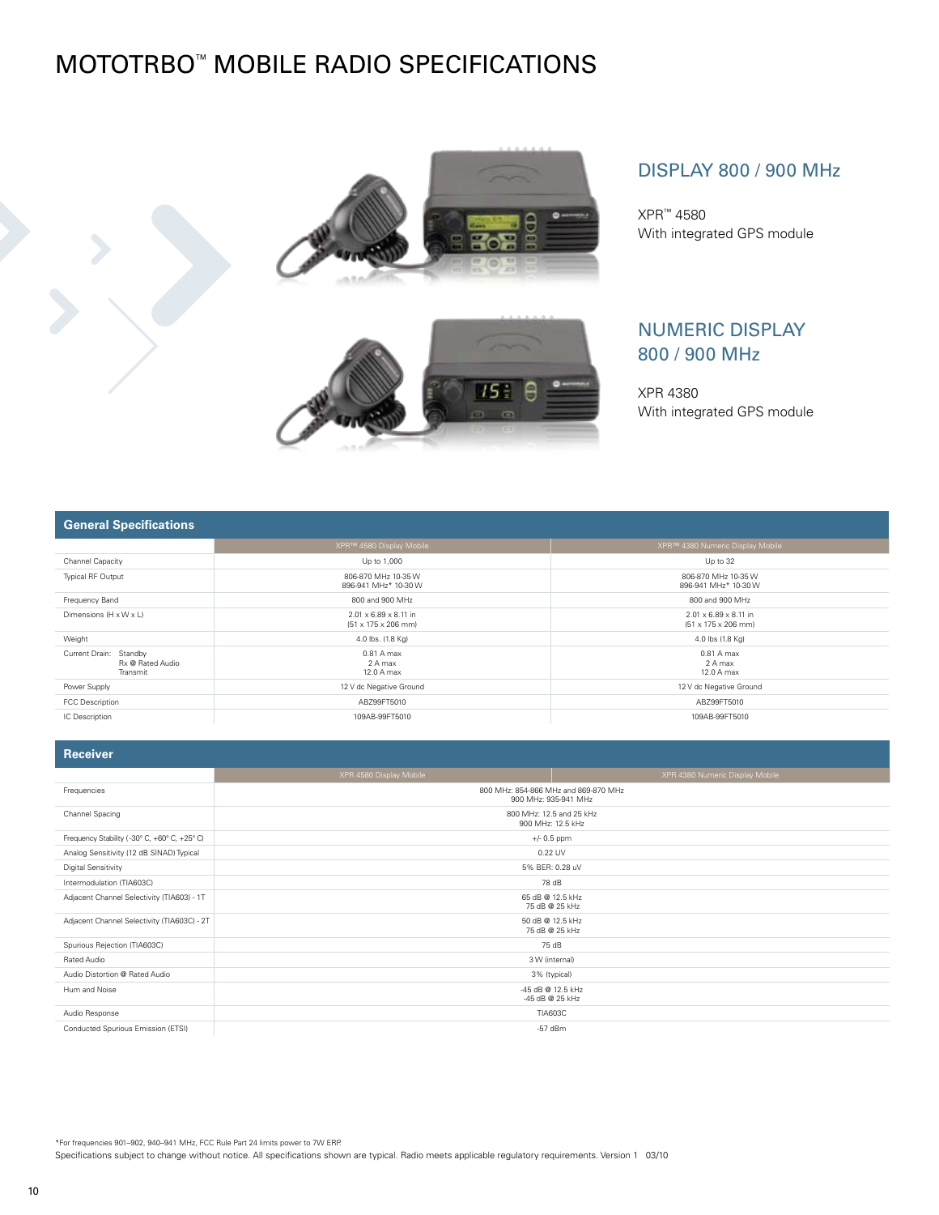# MOTOTRBO™ MOBILE RADIO SPECIFICATIONS

## DISPLAY 800 / 900 MHz

XPR™ 4580
With integrated GPS module

## NUMERIC DISPLAY 800 / 900 MHz

XPR 4380
With integrated GPS module

## General Specifications

| | XPR™ 4580 Display Mobile | XPR™ 4380 Numeric Display Mobile |
|---|---|---|
| Channel Capacity | Up to 1,000 | Up to 32 |
| Typical RF Output | 806-870 MHz 10-35 W<br>896-941 MHz* 10-30 W | 806-870 MHz 10-35 W<br>896-941 MHz* 10-30 W |
| Frequency Band | 800 and 900 MHz | 800 and 900 MHz |
| Dimensions (H x W x L) | 2.01 x 6.89 x 8.11 in<br>(51 x 175 x 206 mm) | 2.01 x 6.89 x 8.11 in<br>(51 x 175 x 206 mm) |
| Weight | 4.0 lbs. (1.8 Kg) | 4.0 lbs (1.8 Kg) |
| Current Drain: Standby<br>Rx @ Rated Audio<br>Transmit | 0.81 A max<br>2 A max<br>12.0 A max | 0.81 A max<br>2 A max<br>12.0 A max |
| Power Supply | 12 V dc Negative Ground | 12 V dc Negative Ground |
| FCC Description | ABZ99FT5010 | ABZ99FT5010 |
| IC Description | 109AB-99FT5010 | 109AB-99FT5010 |

## Receiver

| | XPR 4580 Display Mobile | XPR 4380 Numeric Display Mobile |
|---|---|---|
| Frequencies | 800 MHz: 854-866 MHz and 869-870 MHz<br>900 MHz: 935-941 MHz | |
| Channel Spacing | 800 MHz: 12.5 and 25 kHz<br>900 MHz: 12.5 kHz | |
| Frequency Stability (-30° C, +60° C, +25° C) | +/- 0.5 ppm | |
| Analog Sensitivity (12 dB SINAD) Typical | 0.22 UV | |
| Digital Sensitivity | 5% BER: 0.28 uV | |
| Intermodulation (TIA603C) | 78 dB | |
| Adjacent Channel Selectivity (TIA603) - 1T | 65 dB @ 12.5 kHz<br>75 dB @ 25 kHz | |
| Adjacent Channel Selectivity (TIA603C) - 2T | 50 dB @ 12.5 kHz<br>75 dB @ 25 kHz | |
| Spurious Rejection (TIA603C) | 75 dB | |
| Rated Audio | 3 W (internal) | |
| Audio Distortion @ Rated Audio | 3% (typical) | |
| Hum and Noise | -45 dB @ 12.5 kHz<br>-45 dB @ 25 kHz | |
| Audio Response | TIA603C | |
| Conducted Spurious Emission (ETSI) | -57 dBm | |

*For frequencies 901–902, 940–941 MHz, FCC Rule Part 24 limits power to 7W ERP.
Specifications subject to change without notice. All specifications shown are typical. Radio meets applicable regulatory requirements. Version 1 03/10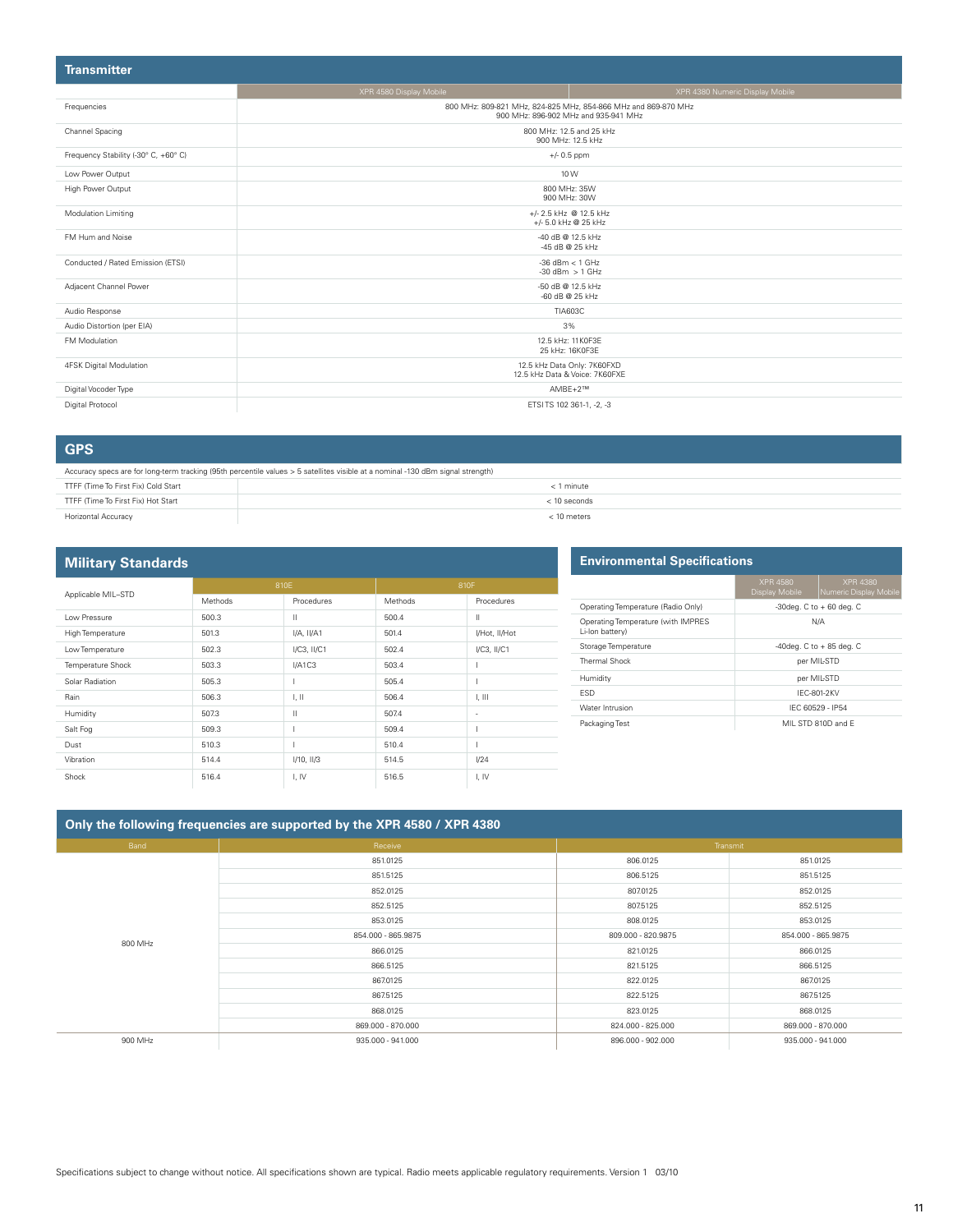## Transmitter

| | XPR 4580 Display Mobile | XPR 4380 Numeric Display Mobile |
|---|---|---|
| Frequencies | 800 MHz: 809-821 MHz, 824-825 MHz, 854-866 MHz and 869-870 MHz<br>900 MHz: 896-902 MHz and 935-941 MHz | |
| Channel Spacing | 800 MHz: 12.5 and 25 kHz<br>900 MHz: 12.5 kHz | |
| Frequency Stability (-30° C, +60° C) | +/- 0.5 ppm | |
| Low Power Output | 10 W | |
| High Power Output | 800 MHz: 35W<br>900 MHz: 30W | |
| Modulation Limiting | +/- 2.5 kHz @ 12.5 kHz<br>+/- 5.0 kHz @ 25 kHz | |
| FM Hum and Noise | -40 dB @ 12.5 kHz<br>-45 dB @ 25 kHz | |
| Conducted / Rated Emission (ETSI) | -36 dBm < 1 GHz<br>-30 dBm > 1 GHz | |
| Adjacent Channel Power | -50 dB @ 12.5 kHz<br>-60 dB @ 25 kHz | |
| Audio Response | TIA603C | |
| Audio Distortion (per EIA) | 3% | |
| FM Modulation | 12.5 kHz: 11K0F3E<br>25 kHz: 16K0F3E | |
| 4FSK Digital Modulation | 12.5 kHz Data Only: 7K60FXD<br>12.5 kHz Data & Voice: 7K60FXE | |
| Digital Vocoder Type | AMBE+2™ | |
| Digital Protocol | ETSI TS 102 361-1, -2, -3 | |

## GPS

Accuracy specs are for long-term tracking (95th percentile values > 5 satellites visible at a nominal -130 dBm signal strength)

| | |
|---|---|
| TTFF (Time To First Fix) Cold Start | < 1 minute |
| TTFF (Time To First Fix) Hot Start | < 10 seconds |
| Horizontal Accuracy | < 10 meters |

## Military Standards

| Applicable MIL–STD | 810E | | 810F | |
|---|---|---|---|---|
| | Methods | Procedures | Methods | Procedures |
| Low Pressure | 500.3 | II | 500.4 | II |
| High Temperature | 501.3 | I/A, II/A1 | 501.4 | I/Hot, II/Hot |
| Low Temperature | 502.3 | I/C3, II/C1 | 502.4 | I/C3, II/C1 |
| Temperature Shock | 503.3 | I/A1C3 | 503.4 | I |
| Solar Radiation | 505.3 | I | 505.4 | I |
| Rain | 506.3 | I, II | 506.4 | I, III |
| Humidity | 507.3 | II | 507.4 | - |
| Salt Fog | 509.3 | I | 509.4 | I |
| Dust | 510.3 | I | 510.4 | I |
| Vibration | 514.4 | I/10, II/3 | 514.5 | I/24 |
| Shock | 516.4 | I, IV | 516.5 | I, IV |

## Environmental Specifications

| | XPR 4580 Display Mobile | XPR 4380 Numeric Display Mobile |
|---|---|---|
| Operating Temperature (Radio Only) | -30deg. C to + 60 deg. C | |
| Operating Temperature (with IMPRES Li-Ion battery) | N/A | |
| Storage Temperature | -40deg. C to + 85 deg. C | |
| Thermal Shock | per MIL-STD | |
| Humidity | per MIL-STD | |
| ESD | IEC-801-2KV | |
| Water Intrusion | IEC 60529 - IP54 | |
| Packaging Test | MIL STD 810D and E | |

## Only the following frequencies are supported by the XPR 4580 / XPR 4380

| Band | Receive | Transmit | |
|---|---|---|---|
| 800 MHz | 851.0125 | 806.0125 | 851.0125 |
| | 851.5125 | 806.5125 | 851.5125 |
| | 852.0125 | 807.0125 | 852.0125 |
| | 852.5125 | 807.5125 | 852.5125 |
| | 853.0125 | 808.0125 | 853.0125 |
| | 854.000 - 865.9875 | 809.000 - 820.9875 | 854.000 - 865.9875 |
| | 866.0125 | 821.0125 | 866.0125 |
| | 866.5125 | 821.5125 | 866.5125 |
| | 867.0125 | 822.0125 | 867.0125 |
| | 867.5125 | 822.5125 | 867.5125 |
| | 868.0125 | 823.0125 | 868.0125 |
| | 869.000 - 870.000 | 824.000 - 825.000 | 869.000 - 870.000 |
| 900 MHz | 935.000 - 941.000 | 896.000 - 902.000 | 935.000 - 941.000 |

Specifications subject to change without notice. All specifications shown are typical. Radio meets applicable regulatory requirements. Version 1 03/10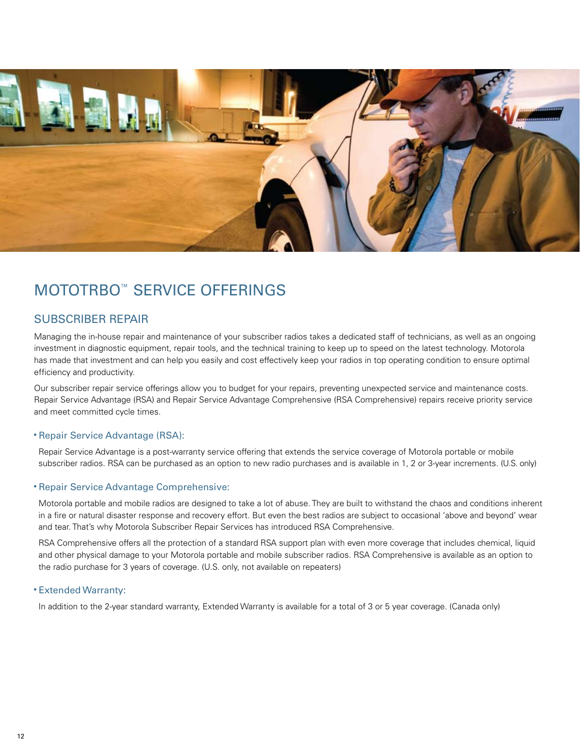# MOTOTRBO™ SERVICE OFFERINGS

## SUBSCRIBER REPAIR

Managing the in-house repair and maintenance of your subscriber radios takes a dedicated staff of technicians, as well as an ongoing investment in diagnostic equipment, repair tools, and the technical training to keep up to speed on the latest technology. Motorola has made that investment and can help you easily and cost effectively keep your radios in top operating condition to ensure optimal efficiency and productivity.

Our subscriber repair service offerings allow you to budget for your repairs, preventing unexpected service and maintenance costs. Repair Service Advantage (RSA) and Repair Service Advantage Comprehensive (RSA Comprehensive) repairs receive priority service and meet committed cycle times.

- **Repair Service Advantage (RSA):**

  Repair Service Advantage is a post-warranty service offering that extends the service coverage of Motorola portable or mobile subscriber radios. RSA can be purchased as an option to new radio purchases and is available in 1, 2 or 3-year increments. (U.S. only)

- **Repair Service Advantage Comprehensive:**

  Motorola portable and mobile radios are designed to take a lot of abuse. They are built to withstand the chaos and conditions inherent in a fire or natural disaster response and recovery effort. But even the best radios are subject to occasional 'above and beyond' wear and tear. That's why Motorola Subscriber Repair Services has introduced RSA Comprehensive.

  RSA Comprehensive offers all the protection of a standard RSA support plan with even more coverage that includes chemical, liquid and other physical damage to your Motorola portable and mobile subscriber radios. RSA Comprehensive is available as an option to the radio purchase for 3 years of coverage. (U.S. only, not available on repeaters)

- **Extended Warranty:**

  In addition to the 2-year standard warranty, Extended Warranty is available for a total of 3 or 5 year coverage. (Canada only)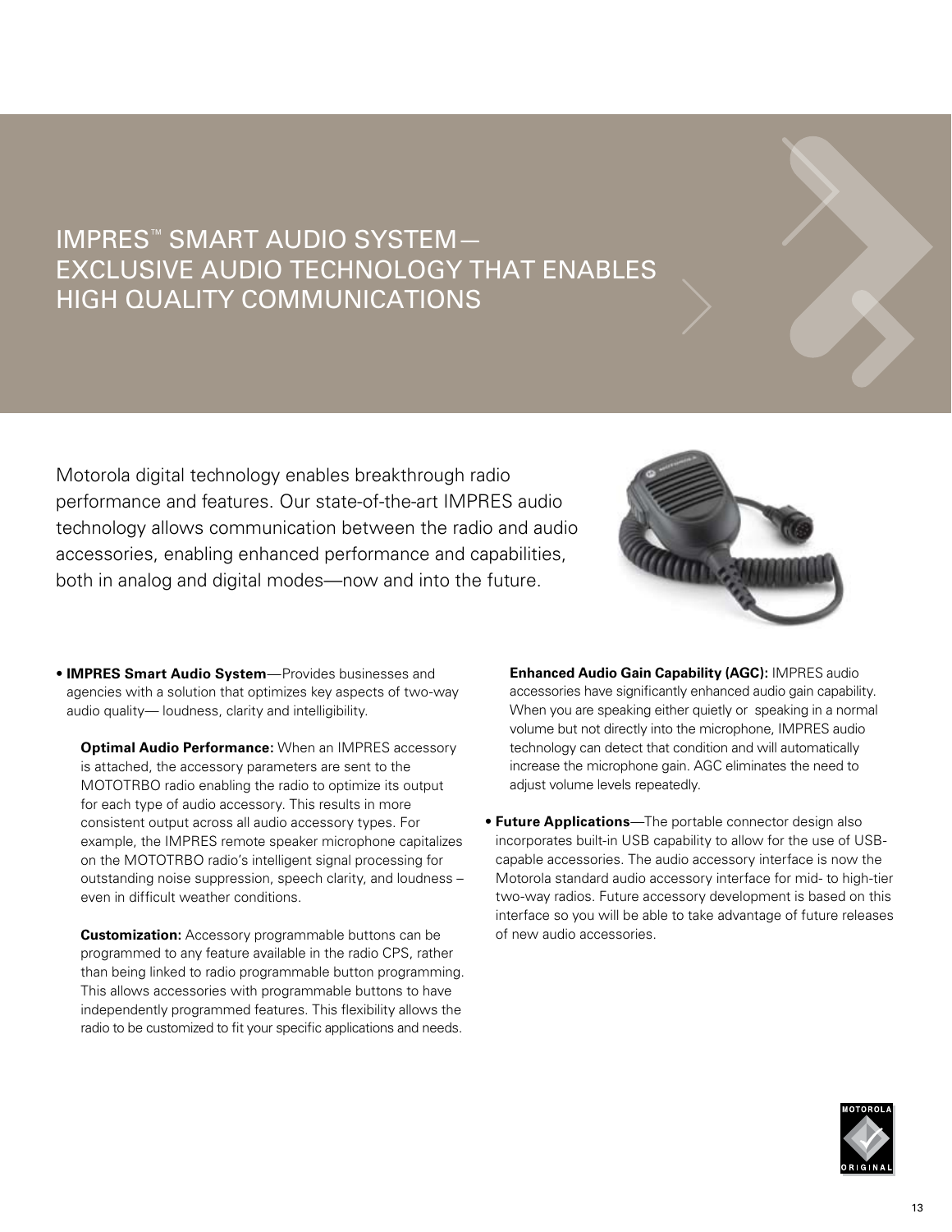# IMPRES™ SMART AUDIO SYSTEM— EXCLUSIVE AUDIO TECHNOLOGY THAT ENABLES HIGH QUALITY COMMUNICATIONS

Motorola digital technology enables breakthrough radio performance and features. Our state-of-the-art IMPRES audio technology allows communication between the radio and audio accessories, enabling enhanced performance and capabilities, both in analog and digital modes—now and into the future.

- **IMPRES Smart Audio System**—Provides businesses and agencies with a solution that optimizes key aspects of two-way audio quality— loudness, clarity and intelligibility.

  **Optimal Audio Performance:** When an IMPRES accessory is attached, the accessory parameters are sent to the MOTOTRBO radio enabling the radio to optimize its output for each type of audio accessory. This results in more consistent output across all audio accessory types. For example, the IMPRES remote speaker microphone capitalizes on the MOTOTRBO radio's intelligent signal processing for outstanding noise suppression, speech clarity, and loudness – even in difficult weather conditions.

  **Customization:** Accessory programmable buttons can be programmed to any feature available in the radio CPS, rather than being linked to radio programmable button programming. This allows accessories with programmable buttons to have independently programmed features. This flexibility allows the radio to be customized to fit your specific applications and needs.

  **Enhanced Audio Gain Capability (AGC):** IMPRES audio accessories have significantly enhanced audio gain capability. When you are speaking either quietly or speaking in a normal volume but not directly into the microphone, IMPRES audio technology can detect that condition and will automatically increase the microphone gain. AGC eliminates the need to adjust volume levels repeatedly.

- **Future Applications**—The portable connector design also incorporates built-in USB capability to allow for the use of USB-capable accessories. The audio accessory interface is now the Motorola standard audio accessory interface for mid- to high-tier two-way radios. Future accessory development is based on this interface so you will be able to take advantage of future releases of new audio accessories.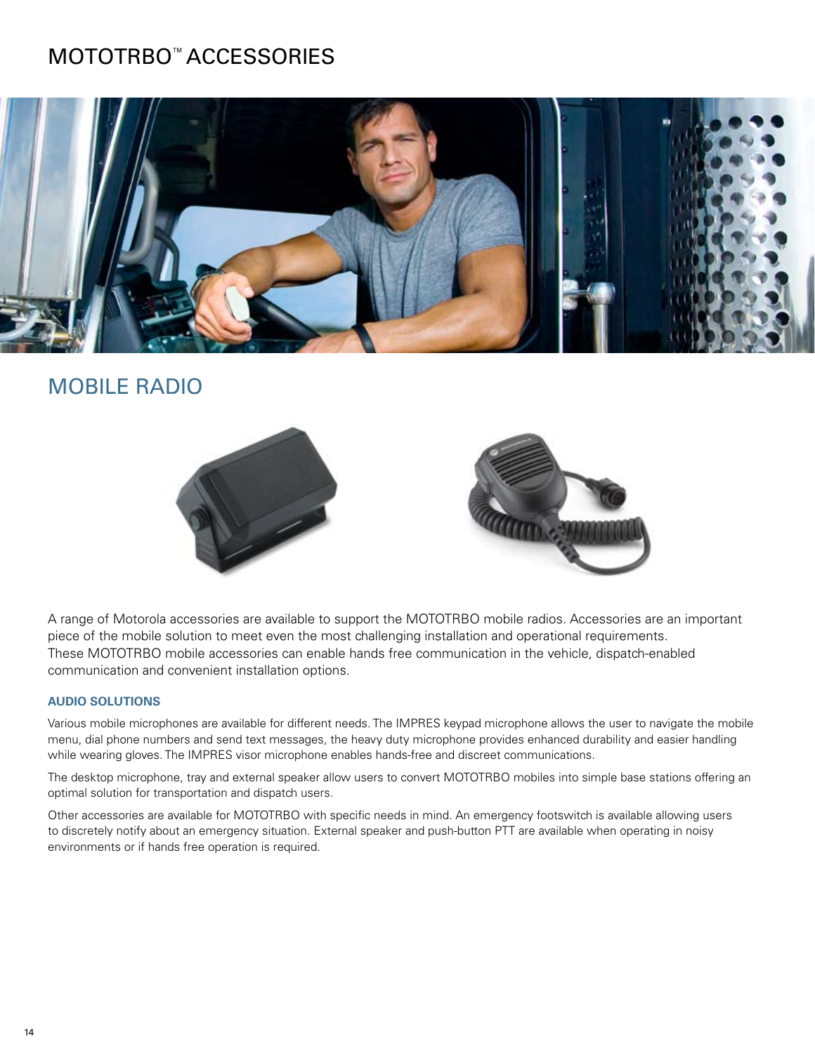# MOTOTRBO™ ACCESSORIES

## MOBILE RADIO

A range of Motorola accessories are available to support the MOTOTRBO mobile radios. Accessories are an important piece of the mobile solution to meet even the most challenging installation and operational requirements. These MOTOTRBO mobile accessories can enable hands free communication in the vehicle, dispatch-enabled communication and convenient installation options.

### AUDIO SOLUTIONS

Various mobile microphones are available for different needs. The IMPRES keypad microphone allows the user to navigate the mobile menu, dial phone numbers and send text messages, the heavy duty microphone provides enhanced durability and easier handling while wearing gloves. The IMPRES visor microphone enables hands-free and discreet communications.

The desktop microphone, tray and external speaker allow users to convert MOTOTRBO mobiles into simple base stations offering an optimal solution for transportation and dispatch users.

Other accessories are available for MOTOTRBO with specific needs in mind. An emergency footswitch is available allowing users to discretely notify about an emergency situation. External speaker and push-button PTT are available when operating in noisy environments or if hands free operation is required.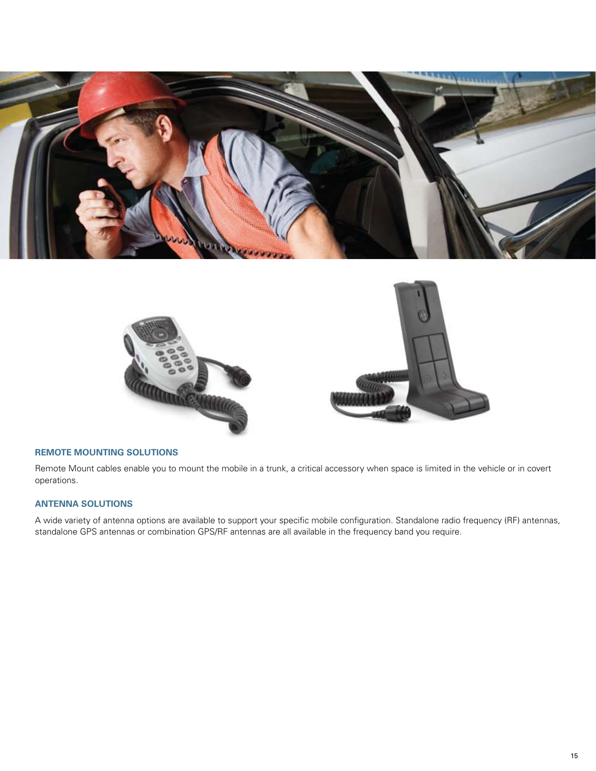### REMOTE MOUNTING SOLUTIONS

Remote Mount cables enable you to mount the mobile in a trunk, a critical accessory when space is limited in the vehicle or in covert operations.

### ANTENNA SOLUTIONS

A wide variety of antenna options are available to support your specific mobile configuration. Standalone radio frequency (RF) antennas, standalone GPS antennas or combination GPS/RF antennas are all available in the frequency band you require.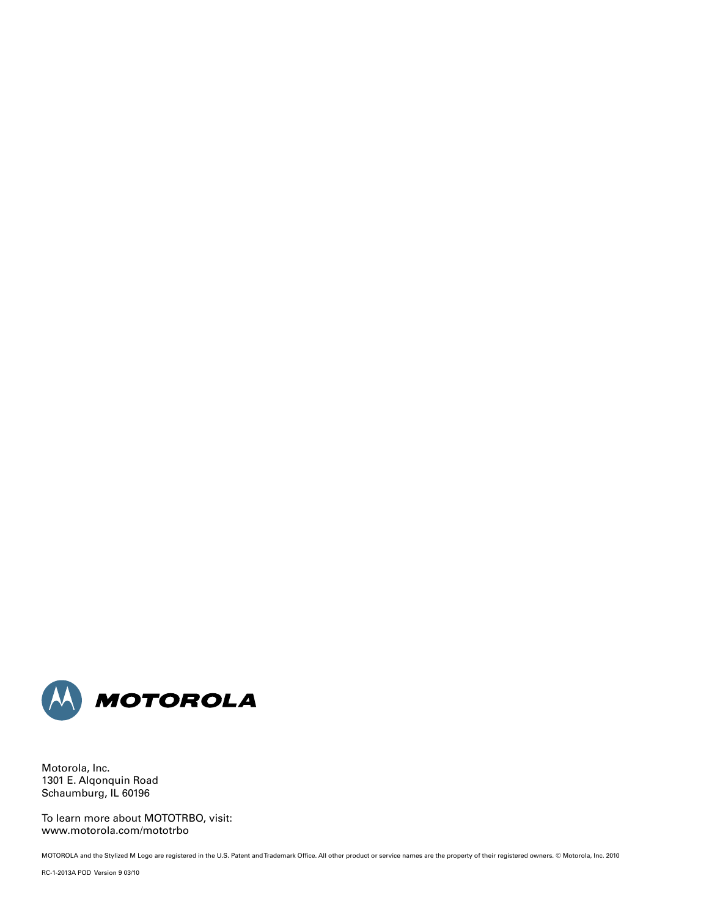MOTOROLA

Motorola, Inc.
1301 E. Algonquin Road
Schaumburg, IL 60196

To learn more about MOTOTRBO, visit:
www.motorola.com/mototrbo

MOTOROLA and the Stylized M Logo are registered in the U.S. Patent and Trademark Office. All other product or service names are the property of their registered owners. © Motorola, Inc. 2010

RC-1-2013A POD Version 9 03/10